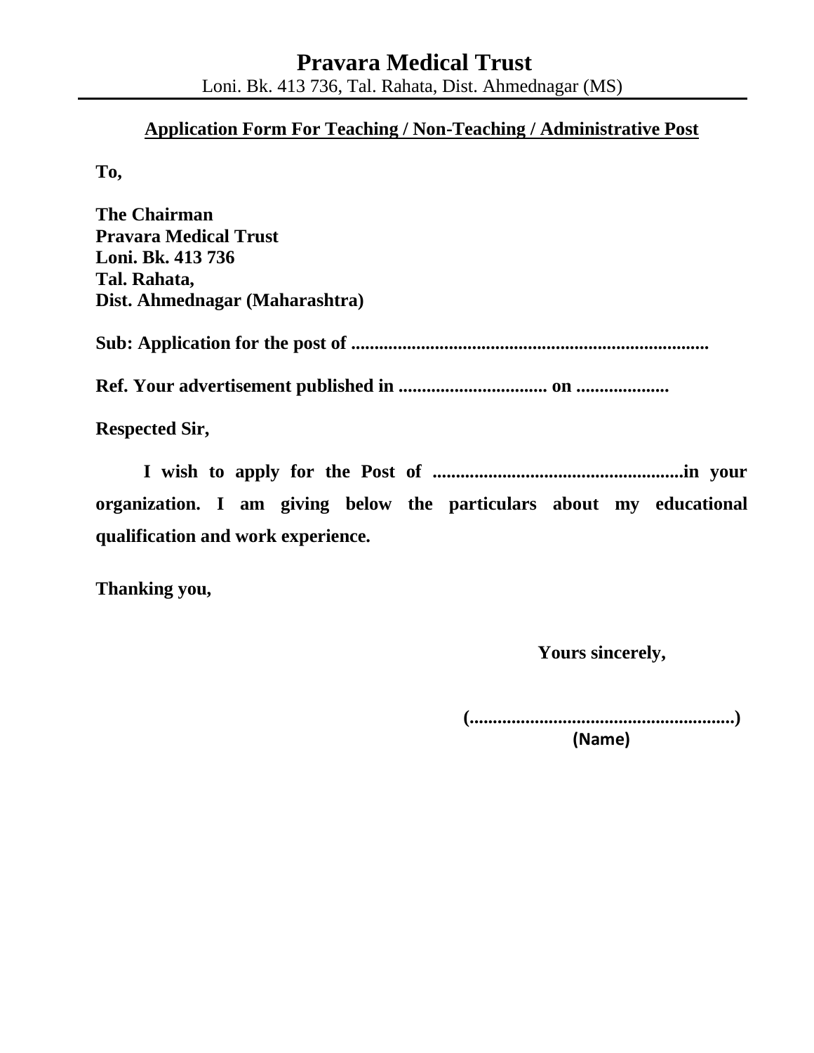# Pravara Medical Trust

Loni. Bk. 413 736, Tal. Rahata, Dist. Ahmednagar (MS)

## Application Form For Teaching / Non-Teaching / Administrative Post

**To,**

**The Chairman**
**Pravara Medical Trust**
**Loni. Bk. 413 736**
**Tal. Rahata,**
**Dist. Ahmednagar (Maharashtra)**

**Sub: Application for the post of ............................................................................**

**Ref. Your advertisement published in ................................ on ....................**

**Respected Sir,**

**I wish to apply for the Post of ......................................................in your organization. I am giving below the particulars about my educational qualification and work experience.**

**Thanking you,**

**Yours sincerely,**

**(.......................................................)**
**(Name)**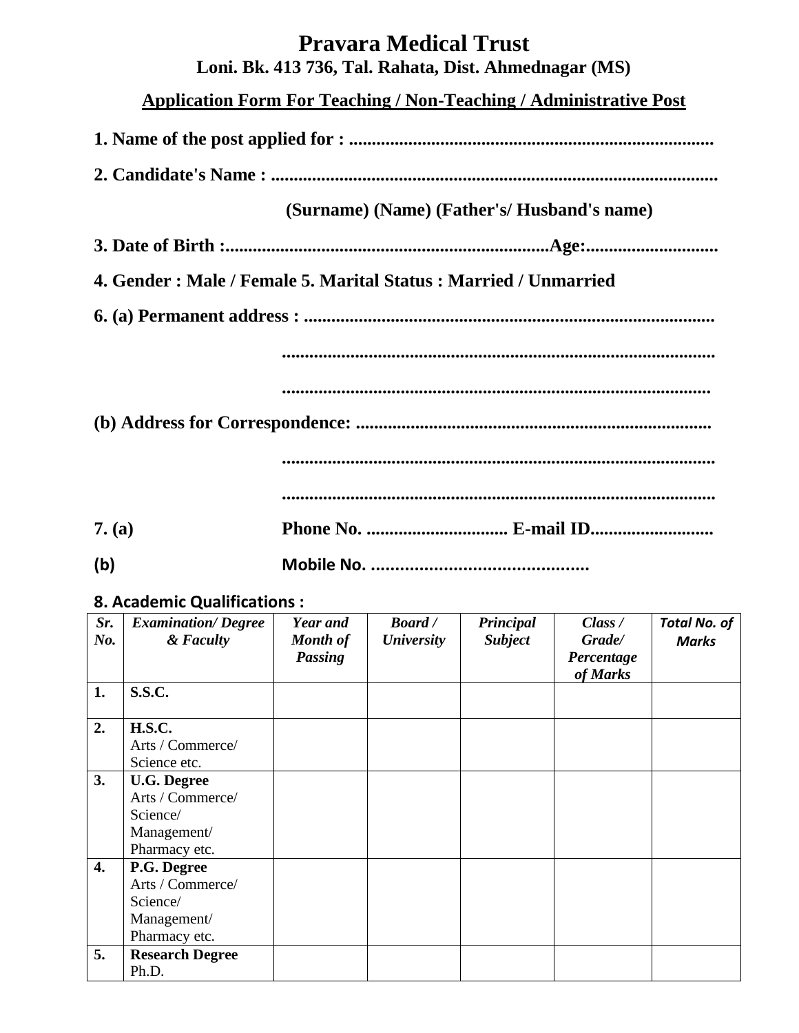# Pravara Medical Trust

**Loni. Bk. 413 736, Tal. Rahata, Dist. Ahmednagar (MS)**

## Application Form For Teaching / Non-Teaching / Administrative Post

**1. Name of the post applied for : ...............................................................................**

**2. Candidate's Name : ..................................................................................................**

**(Surname) (Name) (Father's/ Husband's name)**

**3. Date of Birth :......................................................................Age:.............................**

**4. Gender : Male / Female 5. Marital Status : Married / Unmarried**

**6. (a) Permanent address : .........................................................................................**

**................................................................................................**

**..............................................................................................**

**(b) Address for Correspondence: ............................................................................**

**................................................................................................**

**................................................................................................**

**7. (a) Phone No. .............................. E-mail ID..........................**

**(b) Mobile No. .............................................**

**8. Academic Qualifications :**

| *Sr. No.* | *Examination/ Degree & Faculty* | *Year and Month of Passing* | *Board / University* | *Principal Subject* | *Class / Grade/ Percentage of Marks* | *Total No. of Marks* |
|---|---|---|---|---|---|---|
| **1.** | **S.S.C.** | | | | | |
| **2.** | **H.S.C.** Arts / Commerce/ Science etc. | | | | | |
| **3.** | **U.G. Degree** Arts / Commerce/ Science/ Management/ Pharmacy etc. | | | | | |
| **4.** | **P.G. Degree** Arts / Commerce/ Science/ Management/ Pharmacy etc. | | | | | |
| **5.** | **Research Degree** Ph.D. | | | | | |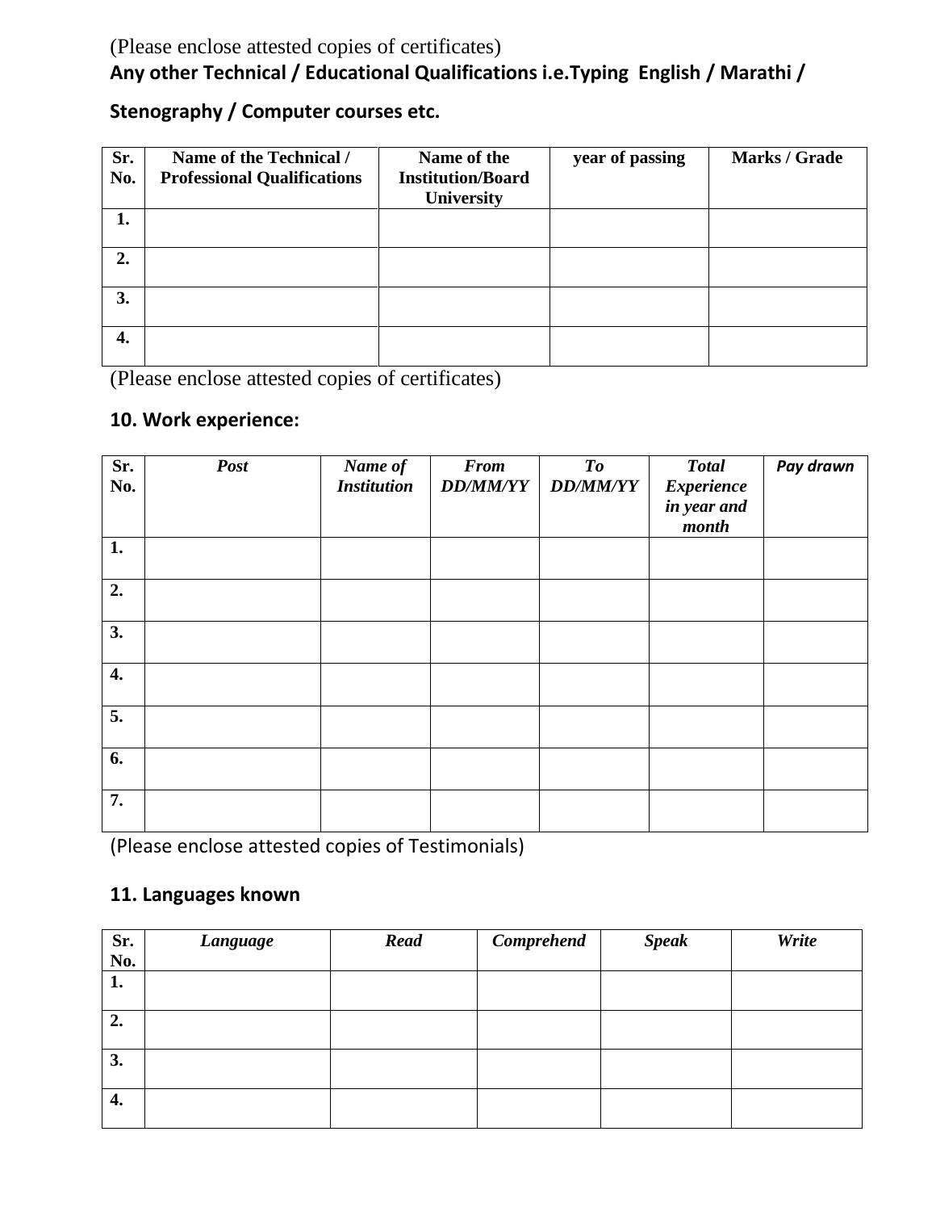(Please enclose attested copies of certificates)

**Any other Technical / Educational Qualifications i.e.Typing English / Marathi / Stenography / Computer courses etc.**

| Sr. No. | Name of the Technical / Professional Qualifications | Name of the Institution/Board University | year of passing | Marks / Grade |
|---|---|---|---|---|
| 1. | | | | |
| 2. | | | | |
| 3. | | | | |
| 4. | | | | |

(Please enclose attested copies of certificates)

**10. Work experience:**

| Sr. No. | *Post* | *Name of Institution* | *From DD/MM/YY* | *To DD/MM/YY* | *Total Experience in year and month* | *Pay drawn* |
|---|---|---|---|---|---|---|
| 1. | | | | | | |
| 2. | | | | | | |
| 3. | | | | | | |
| 4. | | | | | | |
| 5. | | | | | | |
| 6. | | | | | | |
| 7. | | | | | | |

(Please enclose attested copies of Testimonials)

**11. Languages known**

| Sr. No. | *Language* | *Read* | *Comprehend* | *Speak* | *Write* |
|---|---|---|---|---|---|
| 1. | | | | | |
| 2. | | | | | |
| 3. | | | | | |
| 4. | | | | | |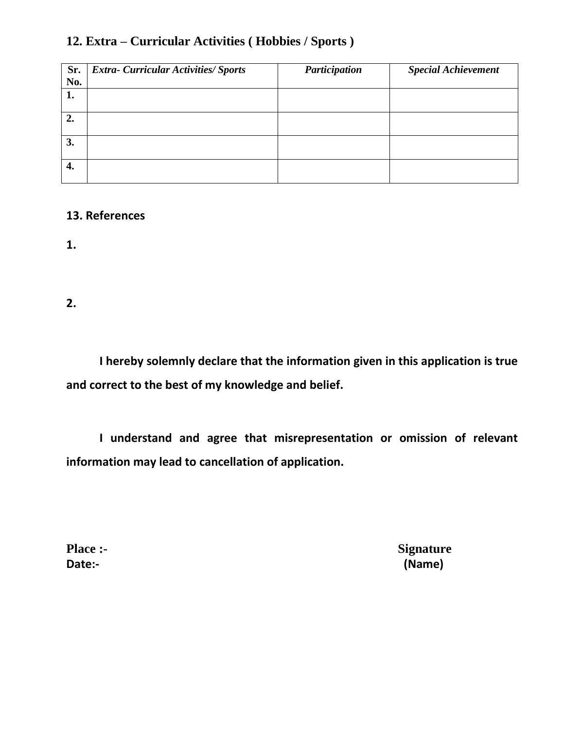## 12. Extra – Curricular Activities ( Hobbies / Sports )

| Sr. No. | *Extra- Curricular Activities/ Sports* | *Participation* | *Special Achievement* |
|---|---|---|---|
| 1. | | | |
| 2. | | | |
| 3. | | | |
| 4. | | | |

## 13. References

**1.**

**2.**

**I hereby solemnly declare that the information given in this application is true and correct to the best of my knowledge and belief.**

**I understand and agree that misrepresentation or omission of relevant information may lead to cancellation of application.**

**Place :-** **Signature**

**Date:-** **(Name)**